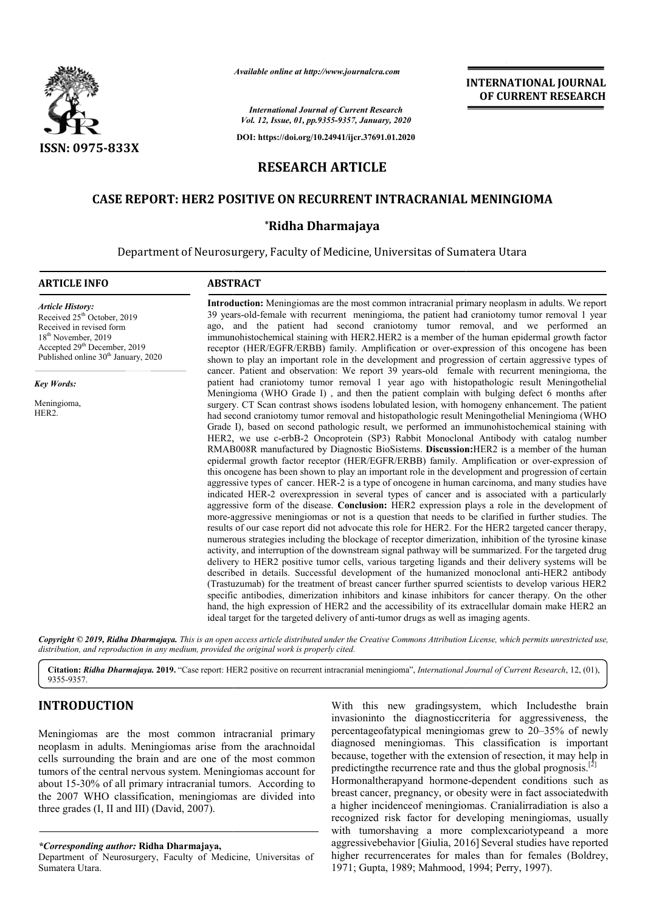ISSN: 0975-833X

*Available online at http://www.journalcra.com*

*International Journal of Current Research*
*Vol. 12, Issue, 01, pp.9355-9357, January, 2020*

DOI: https://doi.org/10.24941/ijcr.37691.01.2020

**INTERNATIONAL JOURNAL OF CURRENT RESEARCH**

# RESEARCH ARTICLE

# CASE REPORT: HER2 POSITIVE ON RECURRENT INTRACRANIAL MENINGIOMA

**\*Ridha Dharmajaya**

Department of Neurosurgery, Faculty of Medicine, Universitas of Sumatera Utara

## ARTICLE INFO

*Article History:*
Received 25th October, 2019
Received in revised form
18th November, 2019
Accepted 29th December, 2019
Published online 30th January, 2020

*Key Words:*

Meningioma,
HER2.

## ABSTRACT

**Introduction:** Meningiomas are the most common intracranial primary neoplasm in adults. We report 39 years-old-female with recurrent meningioma, the patient had craniotomy tumor removal 1 year ago, and the patient had second craniotomy tumor removal, and we performed an immunohistochemical staining with HER2.HER2 is a member of the human epidermal growth factor receptor (HER/EGFR/ERBB) family. Amplification or over-expression of this oncogene has been shown to play an important role in the development and progression of certain aggressive types of cancer. Patient and observation: We report 39 years-old female with recurrent meningioma, the patient had craniotomy tumor removal 1 year ago with histopathologic result Meningothelial Meningioma (WHO Grade I) , and then the patient complain with bulging defect 6 months after surgery. CT Scan contrast shows isodens lobulated lesion, with homogeny enhancement. The patient had second craniotomy tumor removal and histopathologic result Meningothelial Meningioma (WHO Grade I), based on second pathologic result, we performed an immunohistochemical staining with HER2, we use c-erbB-2 Oncoprotein (SP3) Rabbit Monoclonal Antibody with catalog number RMAB008R manufactured by Diagnostic BioSistems. **Discussion:**HER2 is a member of the human epidermal growth factor receptor (HER/EGFR/ERBB) family. Amplification or over-expression of this oncogene has been shown to play an important role in the development and progression of certain aggressive types of cancer. HER-2 is a type of oncogene in human carcinoma, and many studies have indicated HER-2 overexpression in several types of cancer and is associated with a particularly aggressive form of the disease. **Conclusion:** HER2 expression plays a role in the development of more-aggressive meningiomas or not is a question that needs to be clarified in further studies. The results of our case report did not advocate this role for HER2. For the HER2 targeted cancer therapy, numerous strategies including the blockage of receptor dimerization, inhibition of the tyrosine kinase activity, and interruption of the downstream signal pathway will be summarized. For the targeted drug delivery to HER2 positive tumor cells, various targeting ligands and their delivery systems will be described in details. Successful development of the humanized monoclonal anti-HER2 antibody (Trastuzumab) for the treatment of breast cancer further spurred scientists to develop various HER2 specific antibodies, dimerization inhibitors and kinase inhibitors for cancer therapy. On the other hand, the high expression of HER2 and the accessibility of its extracellular domain make HER2 an ideal target for the targeted delivery of anti-tumor drugs as well as imaging agents.

*Copyright © 2019, Ridha Dharmajaya. This is an open access article distributed under the Creative Commons Attribution License, which permits unrestricted use, distribution, and reproduction in any medium, provided the original work is properly cited.*

**Citation:** *Ridha Dharmajaya.* **2019.** "Case report: HER2 positive on recurrent intracranial meningioma", *International Journal of Current Research*, 12, (01), 9355-9357.

## INTRODUCTION

Meningiomas are the most common intracranial primary neoplasm in adults. Meningiomas arise from the arachnoidal cells surrounding the brain and are one of the most common tumors of the central nervous system. Meningiomas account for about 15-30% of all primary intracranial tumors. According to the 2007 WHO classification, meningiomas are divided into three grades (I, II and III) (David, 2007).

With this new gradingsystem, which Includesthe brain invasioninto the diagnosticcriteria for aggressiveness, the percentageofatypical meningiomas grew to 20–35% of newly diagnosed meningiomas. This classification is important because, together with the extension of resection, it may help in predictingthe recurrence rate and thus the global prognosis.[2]
Hormonaltherapyand hormone-dependent conditions such as breast cancer, pregnancy, or obesity were in fact associatedwith a higher incidenceof meningiomas. Cranialirradiation is also a recognized risk factor for developing meningiomas, usually with tumorshaving a more complexcariotypeand a more aggressivebehavior [Giulia, 2016] Several studies have reported higher recurrencerates for males than for females (Boldrey, 1971; Gupta, 1989; Mahmood, 1994; Perry, 1997).

*\*Corresponding author:* **Ridha Dharmajaya,**
Department of Neurosurgery, Faculty of Medicine, Universitas of Sumatera Utara.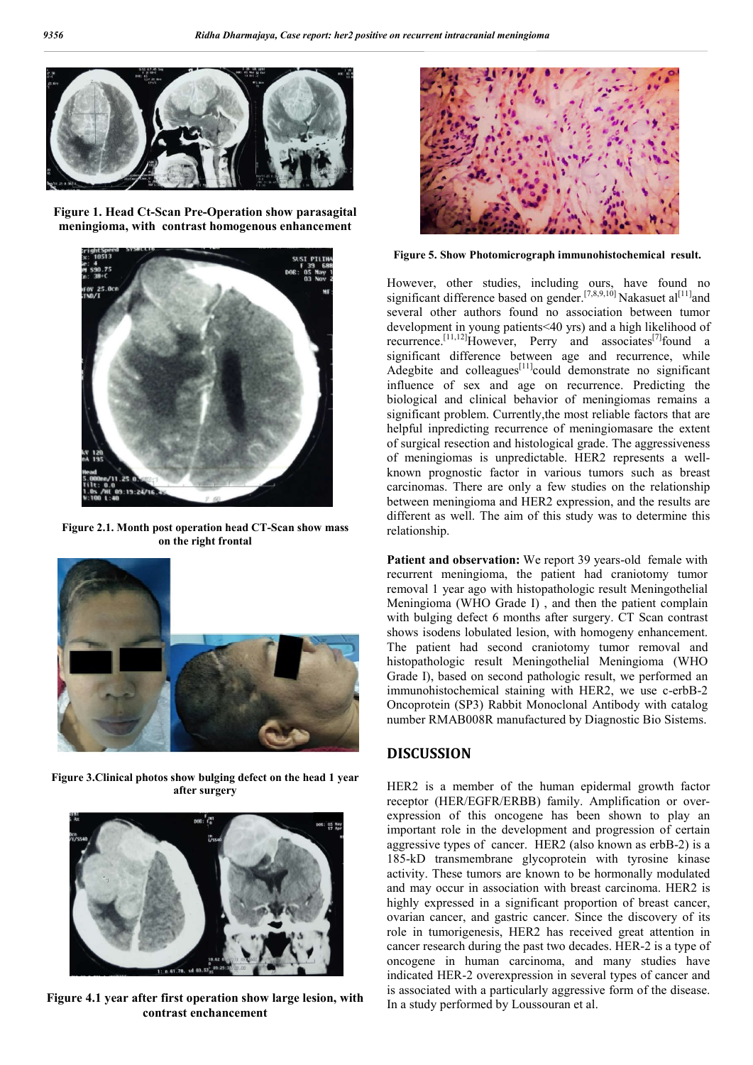Figure 1. Head Ct-Scan Pre-Operation show parasagital meningioma, with contrast homogenous enhancement

Figure 2.1. Month post operation head CT-Scan show mass on the right frontal

Figure 3.Clinical photos show bulging defect on the head 1 year after surgery

Figure 4.1 year after first operation show large lesion, with contrast enchancement

Figure 5. Show Photomicrograph immunohistochemical result.

However, other studies, including ours, have found no significant difference based on gender.[7,8,9,10] Nakasuet al[11]and several other authors found no association between tumor development in young patients<40 yrs) and a high likelihood of recurrence.[11,12]However, Perry and associates[7]found a significant difference between age and recurrence, while Adegbite and colleagues[11]could demonstrate no significant influence of sex and age on recurrence. Predicting the biological and clinical behavior of meningiomas remains a significant problem. Currently,the most reliable factors that are helpful inpredicting recurrence of meningiomasare the extent of surgical resection and histological grade. The aggressiveness of meningiomas is unpredictable. HER2 represents a well-known prognostic factor in various tumors such as breast carcinomas. There are only a few studies on the relationship between meningioma and HER2 expression, and the results are different as well. The aim of this study was to determine this relationship.

**Patient and observation:** We report 39 years-old female with recurrent meningioma, the patient had craniotomy tumor removal 1 year ago with histopathologic result Meningothelial Meningioma (WHO Grade I) , and then the patient complain with bulging defect 6 months after surgery. CT Scan contrast shows isodens lobulated lesion, with homogeny enhancement. The patient had second craniotomy tumor removal and histopathologic result Meningothelial Meningioma (WHO Grade I), based on second pathologic result, we performed an immunohistochemical staining with HER2, we use c-erbB-2 Oncoprotein (SP3) Rabbit Monoclonal Antibody with catalog number RMAB008R manufactured by Diagnostic Bio Sistems.

## DISCUSSION

HER2 is a member of the human epidermal growth factor receptor (HER/EGFR/ERBB) family. Amplification or over-expression of this oncogene has been shown to play an important role in the development and progression of certain aggressive types of cancer. HER2 (also known as erbB-2) is a 185-kD transmembrane glycoprotein with tyrosine kinase activity. These tumors are known to be hormonally modulated and may occur in association with breast carcinoma. HER2 is highly expressed in a significant proportion of breast cancer, ovarian cancer, and gastric cancer. Since the discovery of its role in tumorigenesis, HER2 has received great attention in cancer research during the past two decades. HER-2 is a type of oncogene in human carcinoma, and many studies have indicated HER-2 overexpression in several types of cancer and is associated with a particularly aggressive form of the disease. In a study performed by Loussouran et al.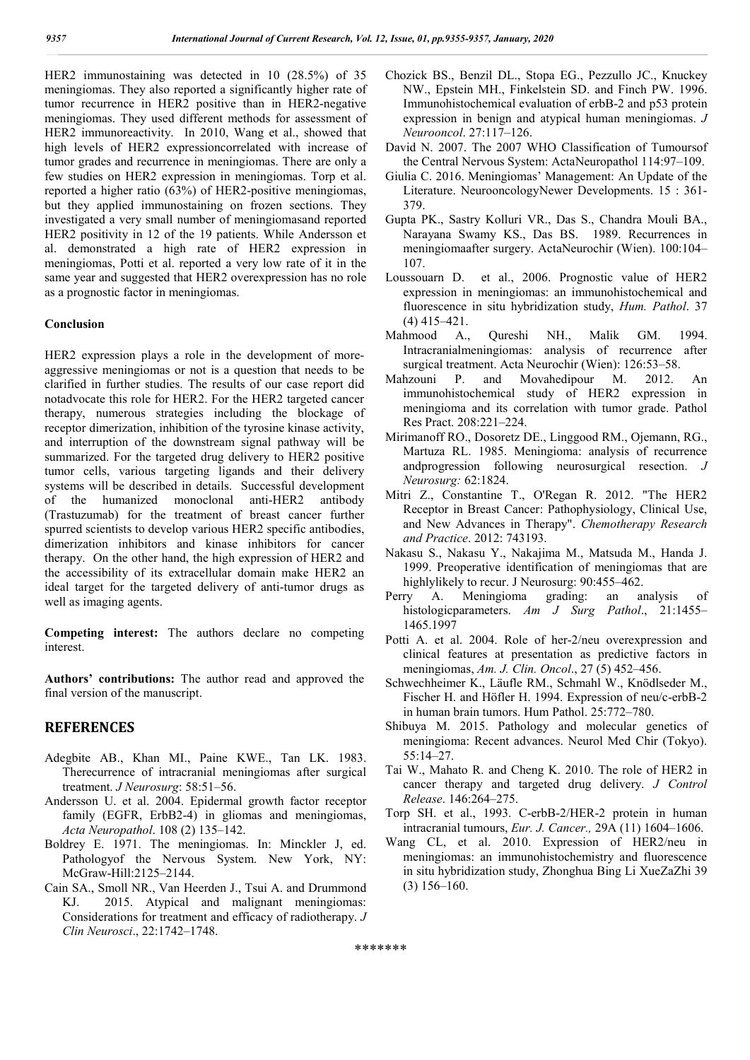HER2 immunostaining was detected in 10 (28.5%) of 35 meningiomas. They also reported a significantly higher rate of tumor recurrence in HER2 positive than in HER2-negative meningiomas. They used different methods for assessment of HER2 immunoreactivity. In 2010, Wang et al., showed that high levels of HER2 expressioncorrelated with increase of tumor grades and recurrence in meningiomas. There are only a few studies on HER2 expression in meningiomas. Torp et al. reported a higher ratio (63%) of HER2-positive meningiomas, but they applied immunostaining on frozen sections. They investigated a very small number of meningiomasand reported HER2 positivity in 12 of the 19 patients. While Andersson et al. demonstrated a high rate of HER2 expression in meningiomas, Potti et al. reported a very low rate of it in the same year and suggested that HER2 overexpression has no role as a prognostic factor in meningiomas.

### Conclusion

HER2 expression plays a role in the development of more-aggressive meningiomas or not is a question that needs to be clarified in further studies. The results of our case report did notadvocate this role for HER2. For the HER2 targeted cancer therapy, numerous strategies including the blockage of receptor dimerization, inhibition of the tyrosine kinase activity, and interruption of the downstream signal pathway will be summarized. For the targeted drug delivery to HER2 positive tumor cells, various targeting ligands and their delivery systems will be described in details. Successful development of the humanized monoclonal anti-HER2 antibody (Trastuzumab) for the treatment of breast cancer further spurred scientists to develop various HER2 specific antibodies, dimerization inhibitors and kinase inhibitors for cancer therapy. On the other hand, the high expression of HER2 and the accessibility of its extracellular domain make HER2 an ideal target for the targeted delivery of anti-tumor drugs as well as imaging agents.

**Competing interest:** The authors declare no competing interest.

**Authors' contributions:** The author read and approved the final version of the manuscript.

## REFERENCES

Adegbite AB., Khan MI., Paine KWE., Tan LK. 1983. Therecurrence of intracranial meningiomas after surgical treatment. *J Neurosurg*: 58:51–56.

Andersson U. et al. 2004. Epidermal growth factor receptor family (EGFR, ErbB2-4) in gliomas and meningiomas, *Acta Neuropathol*. 108 (2) 135–142.

Boldrey E. 1971. The meningiomas. In: Minckler J, ed. Pathologyof the Nervous System. New York, NY: McGraw-Hill:2125–2144.

Cain SA., Smoll NR., Van Heerden J., Tsui A. and Drummond KJ. 2015. Atypical and malignant meningiomas: Considerations for treatment and efficacy of radiotherapy. *J Clin Neurosci*., 22:1742–1748.

Chozick BS., Benzil DL., Stopa EG., Pezzullo JC., Knuckey NW., Epstein MH., Finkelstein SD. and Finch PW. 1996. Immunohistochemical evaluation of erbB-2 and p53 protein expression in benign and atypical human meningiomas. *J Neurooncol*. 27:117–126.

David N. 2007. The 2007 WHO Classification of Tumoursof the Central Nervous System: ActaNeuropathol 114:97–109.

Giulia C. 2016. Meningiomas' Management: An Update of the Literature. NeurooncologyNewer Developments. 15 : 361-379.

Gupta PK., Sastry Kolluri VR., Das S., Chandra Mouli BA., Narayana Swamy KS., Das BS. 1989. Recurrences in meningiomaafter surgery. ActaNeurochir (Wien). 100:104–107.

Loussouarn D. et al., 2006. Prognostic value of HER2 expression in meningiomas: an immunohistochemical and fluorescence in situ hybridization study, *Hum. Pathol*. 37 (4) 415–421.

Mahmood A., Qureshi NH., Malik GM. 1994. Intracranialmeningiomas: analysis of recurrence after surgical treatment. Acta Neurochir (Wien): 126:53–58.

Mahzouni P. and Movahedipour M. 2012. An immunohistochemical study of HER2 expression in meningioma and its correlation with tumor grade. Pathol Res Pract. 208:221–224.

Mirimanoff RO., Dosoretz DE., Linggood RM., Ojemann, RG., Martuza RL. 1985. Meningioma: analysis of recurrence andprogression following neurosurgical resection. *J Neurosurg:* 62:1824.

Mitri Z., Constantine T., O'Regan R. 2012. "The HER2 Receptor in Breast Cancer: Pathophysiology, Clinical Use, and New Advances in Therapy". *Chemotherapy Research and Practice*. 2012: 743193.

Nakasu S., Nakasu Y., Nakajima M., Matsuda M., Handa J. 1999. Preoperative identification of meningiomas that are highlylikely to recur. J Neurosurg: 90:455–462.

Perry A. Meningioma grading: an analysis of histologicparameters. *Am J Surg Pathol*., 21:1455–1465.1997

Potti A. et al. 2004. Role of her-2/neu overexpression and clinical features at presentation as predictive factors in meningiomas, *Am. J. Clin. Oncol*., 27 (5) 452–456.

Schwechheimer K., Läufle RM., Schmahl W., Knödlseder M., Fischer H. and Höfler H. 1994. Expression of neu/c-erbB-2 in human brain tumors. Hum Pathol. 25:772–780.

Shibuya M. 2015. Pathology and molecular genetics of meningioma: Recent advances. Neurol Med Chir (Tokyo). 55:14–27.

Tai W., Mahato R. and Cheng K. 2010. The role of HER2 in cancer therapy and targeted drug delivery. *J Control Release*. 146:264–275.

Torp SH. et al., 1993. C-erbB-2/HER-2 protein in human intracranial tumours, *Eur. J. Cancer.,* 29A (11) 1604–1606.

Wang CL, et al. 2010. Expression of HER2/neu in meningiomas: an immunohistochemistry and fluorescence in situ hybridization study, Zhonghua Bing Li XueZaZhi 39 (3) 156–160.

\*\*\*\*\*\*\*